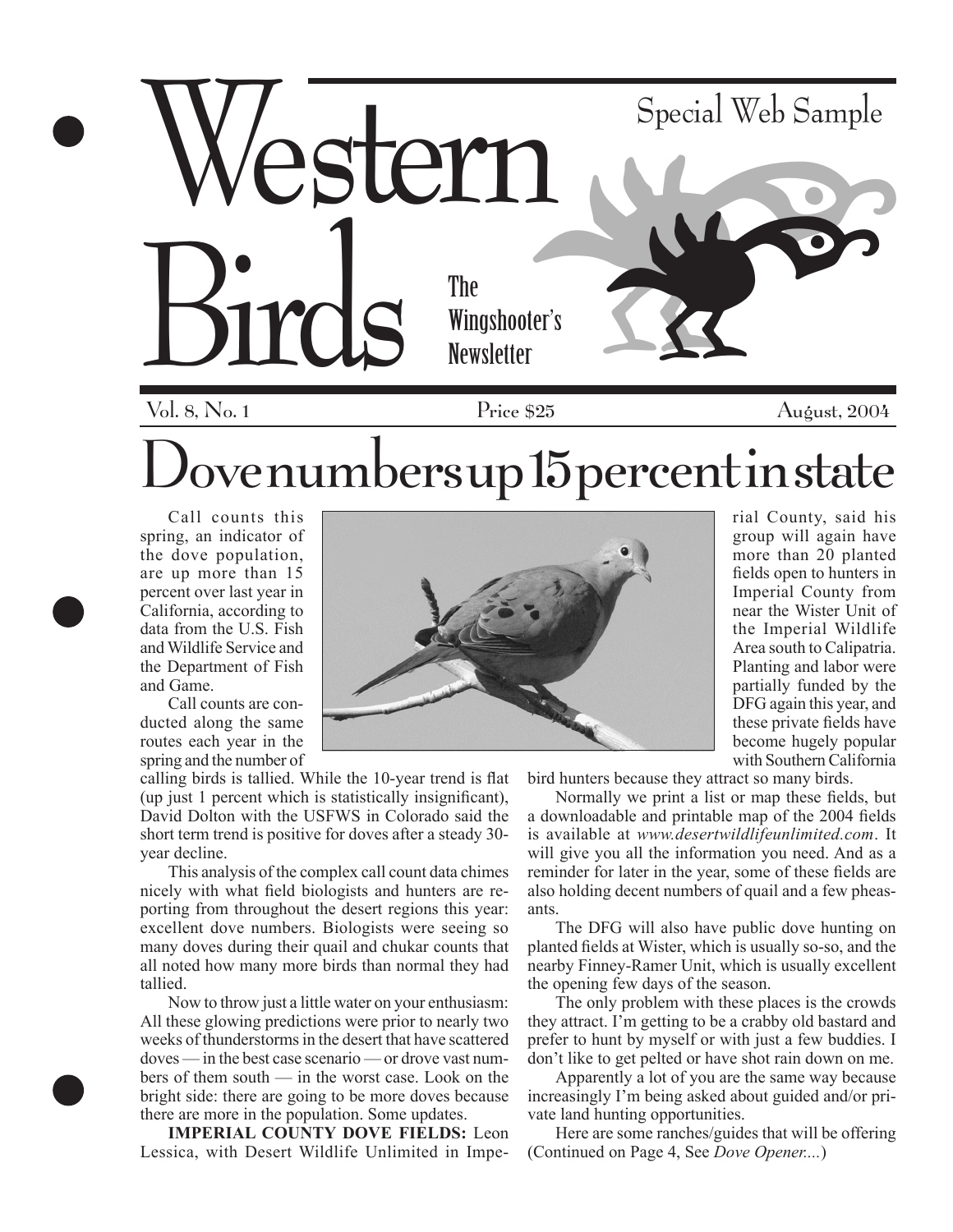# Western Birds

Special Web Sample

The Wingshooter's Newsletter

Vol. 8, No. 1 Price $25 August, 2004

# Dove numbers up 15 percent in state

Call counts this spring, an indicator of the dove population, are up more than 15 percent over last year in California, according to data from the U.S. Fish and Wildlife Service and the Department of Fish and Game.

Call counts are conducted along the same routes each year in the spring and the number of calling birds is tallied. While the 10-year trend is flat (up just 1 percent which is statistically insignificant), David Dolton with the USFWS in Colorado said the short term trend is positive for doves after a steady 30-year decline.

This analysis of the complex call count data chimes nicely with what field biologists and hunters are reporting from throughout the desert regions this year: excellent dove numbers. Biologists were seeing so many doves during their quail and chukar counts that all noted how many more birds than normal they had tallied.

Now to throw just a little water on your enthusiasm: All these glowing predictions were prior to nearly two weeks of thunderstorms in the desert that have scattered doves — in the best case scenario — or drove vast numbers of them south — in the worst case. Look on the bright side: there are going to be more doves because there are more in the population. Some updates.

**IMPERIAL COUNTY DOVE FIELDS:** Leon Lessica, with Desert Wildlife Unlimited in Imperial County, said his group will again have more than 20 planted fields open to hunters in Imperial County from near the Wister Unit of the Imperial Wildlife Area south to Calipatria. Planting and labor were partially funded by the DFG again this year, and these private fields have become hugely popular with Southern California bird hunters because they attract so many birds.

Normally we print a list or map these fields, but a downloadable and printable map of the 2004 fields is available at *www.desertwildlifeunlimited.com*. It will give you all the information you need. And as a reminder for later in the year, some of these fields are also holding decent numbers of quail and a few pheasants.

The DFG will also have public dove hunting on planted fields at Wister, which is usually so-so, and the nearby Finney-Ramer Unit, which is usually excellent the opening few days of the season.

The only problem with these places is the crowds they attract. I'm getting to be a crabby old bastard and prefer to hunt by myself or with just a few buddies. I don't like to get pelted or have shot rain down on me.

Apparently a lot of you are the same way because increasingly I'm being asked about guided and/or private land hunting opportunities.

Here are some ranches/guides that will be offering (Continued on Page 4, See *Dove Opener...*)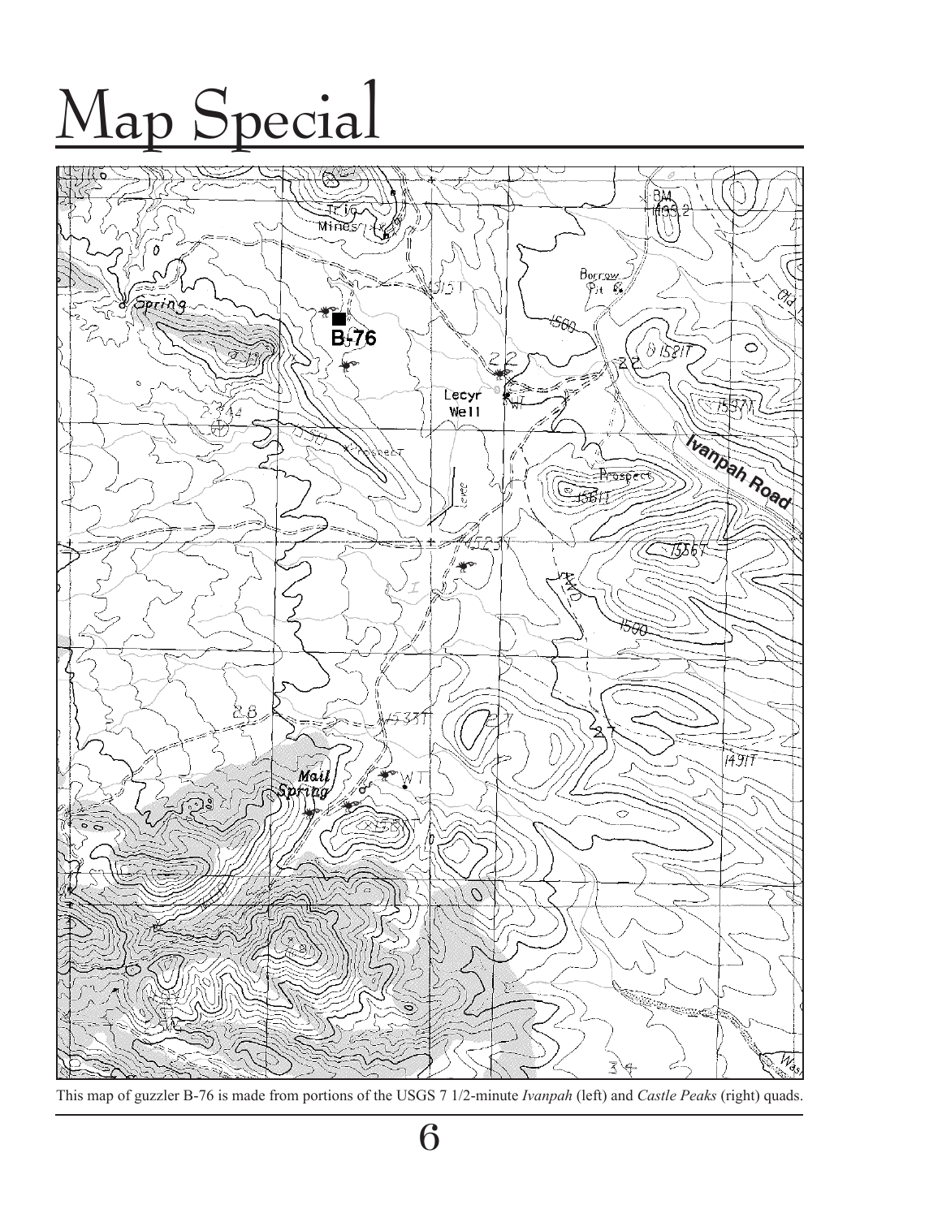# Map Special

This map of guzzler B-76 is made from portions of the USGS 7 1/2-minute *Ivanpah* (left) and *Castle Peaks* (right) quads.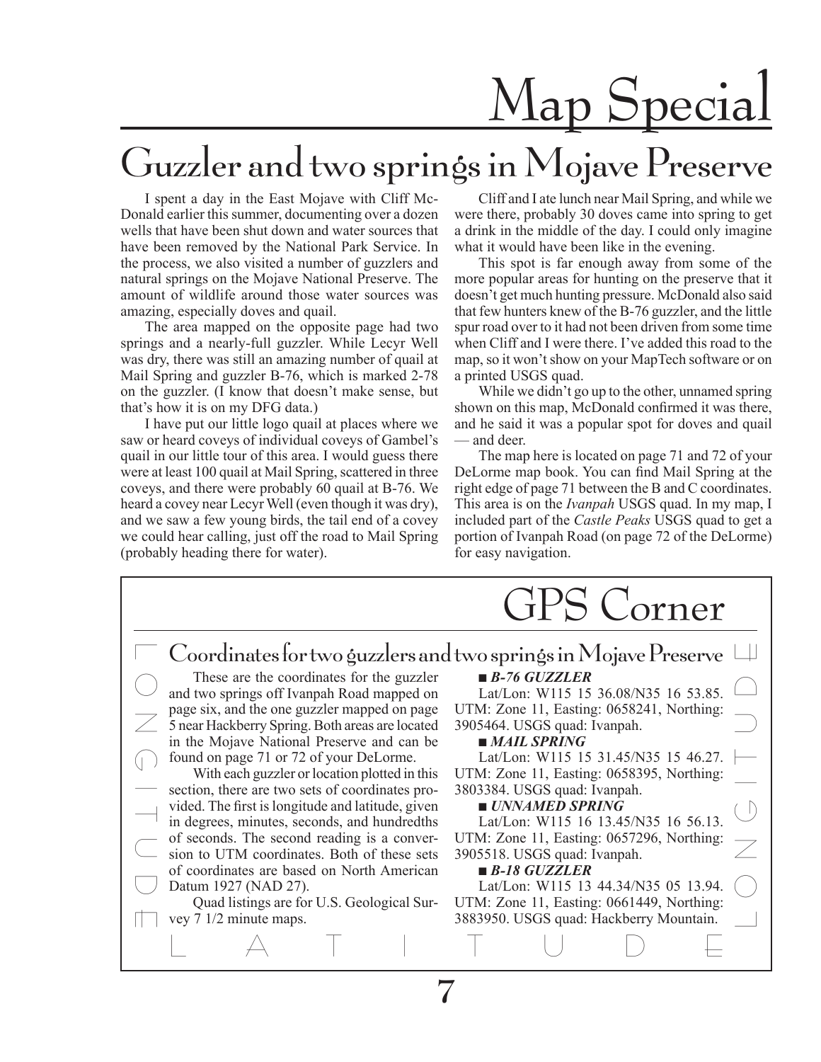# Map Special

## Guzzler and two springs in Mojave Preserve

I spent a day in the East Mojave with Cliff McDonald earlier this summer, documenting over a dozen wells that have been shut down and water sources that have been removed by the National Park Service. In the process, we also visited a number of guzzlers and natural springs on the Mojave National Preserve. The amount of wildlife around those water sources was amazing, especially doves and quail.

The area mapped on the opposite page had two springs and a nearly-full guzzler. While Lecyr Well was dry, there was still an amazing number of quail at Mail Spring and guzzler B-76, which is marked 2-78 on the guzzler. (I know that doesn't make sense, but that's how it is on my DFG data.)

I have put our little logo quail at places where we saw or heard coveys of individual coveys of Gambel's quail in our little tour of this area. I would guess there were at least 100 quail at Mail Spring, scattered in three coveys, and there were probably 60 quail at B-76. We heard a covey near Lecyr Well (even though it was dry), and we saw a few young birds, the tail end of a covey we could hear calling, just off the road to Mail Spring (probably heading there for water).

Cliff and I ate lunch near Mail Spring, and while we were there, probably 30 doves came into spring to get a drink in the middle of the day. I could only imagine what it would have been like in the evening.

This spot is far enough away from some of the more popular areas for hunting on the preserve that it doesn't get much hunting pressure. McDonald also said that few hunters knew of the B-76 guzzler, and the little spur road over to it had not been driven from some time when Cliff and I were there. I've added this road to the map, so it won't show on your MapTech software or on a printed USGS quad.

While we didn't go up to the other, unnamed spring shown on this map, McDonald confirmed it was there, and he said it was a popular spot for doves and quail — and deer.

The map here is located on page 71 and 72 of your DeLorme map book. You can find Mail Spring at the right edge of page 71 between the B and C coordinates. This area is on the *Ivanpah* USGS quad. In my map, I included part of the *Castle Peaks* USGS quad to get a portion of Ivanpah Road (on page 72 of the DeLorme) for easy navigation.

# GPS Corner

## Coordinates for two guzzlers and two springs in Mojave Preserve

These are the coordinates for the guzzler and two springs off Ivanpah Road mapped on page six, and the one guzzler mapped on page 5 near Hackberry Spring. Both areas are located in the Mojave National Preserve and can be found on page 71 or 72 of your DeLorme.

With each guzzler or location plotted in this section, there are two sets of coordinates provided. The first is longitude and latitude, given in degrees, minutes, seconds, and hundredths of seconds. The second reading is a conversion to UTM coordinates. Both of these sets of coordinates are based on North American Datum 1927 (NAD 27).

Quad listings are for U.S. Geological Survey 7 1/2 minute maps.

■ ***B-76 GUZZLER***

Lat/Lon: W115 15 36.08/N35 16 53.85. UTM: Zone 11, Easting: 0658241, Northing: 3905464. USGS quad: Ivanpah.

■ ***MAIL SPRING***

Lat/Lon: W115 15 31.45/N35 15 46.27. UTM: Zone 11, Easting: 0658395, Northing: 3803384. USGS quad: Ivanpah.

■ ***UNNAMED SPRING***

Lat/Lon: W115 16 13.45/N35 16 56.13. UTM: Zone 11, Easting: 0657296, Northing: 3905518. USGS quad: Ivanpah.

■ ***B-18 GUZZLER***

Lat/Lon: W115 13 44.34/N35 05 13.94. UTM: Zone 11, Easting: 0661449, Northing: 3883950. USGS quad: Hackberry Mountain.